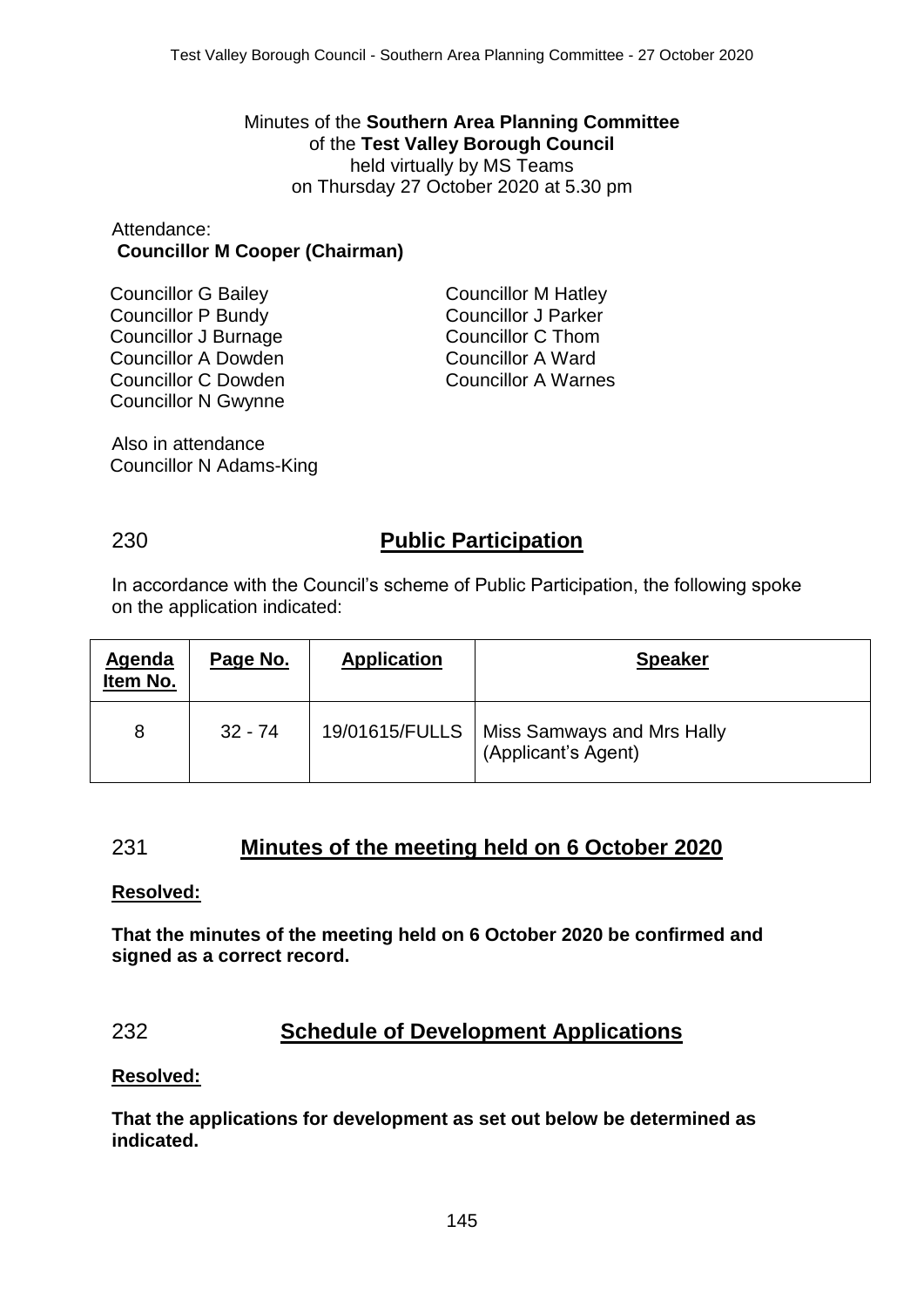Minutes of the **Southern Area Planning Committee**
of the **Test Valley Borough Council**
held virtually by MS Teams
on Thursday 27 October 2020 at 5.30 pm

Attendance:
**Councillor M Cooper (Chairman)**

Councillor G Bailey
Councillor P Bundy
Councillor J Burnage
Councillor A Dowden
Councillor C Dowden
Councillor N Gwynne
Councillor M Hatley
Councillor J Parker
Councillor C Thom
Councillor A Ward
Councillor A Warnes

Also in attendance
Councillor N Adams-King

## 230 Public Participation

In accordance with the Council's scheme of Public Participation, the following spoke on the application indicated:

| Agenda Item No. | Page No. | Application | Speaker |
|---|---|---|---|
| 8 | 32 - 74 | 19/01615/FULLS | Miss Samways and Mrs Hally (Applicant's Agent) |

## 231 Minutes of the meeting held on 6 October 2020

**Resolved:**

**That the minutes of the meeting held on 6 October 2020 be confirmed and signed as a correct record.**

## 232 Schedule of Development Applications

**Resolved:**

**That the applications for development as set out below be determined as indicated.**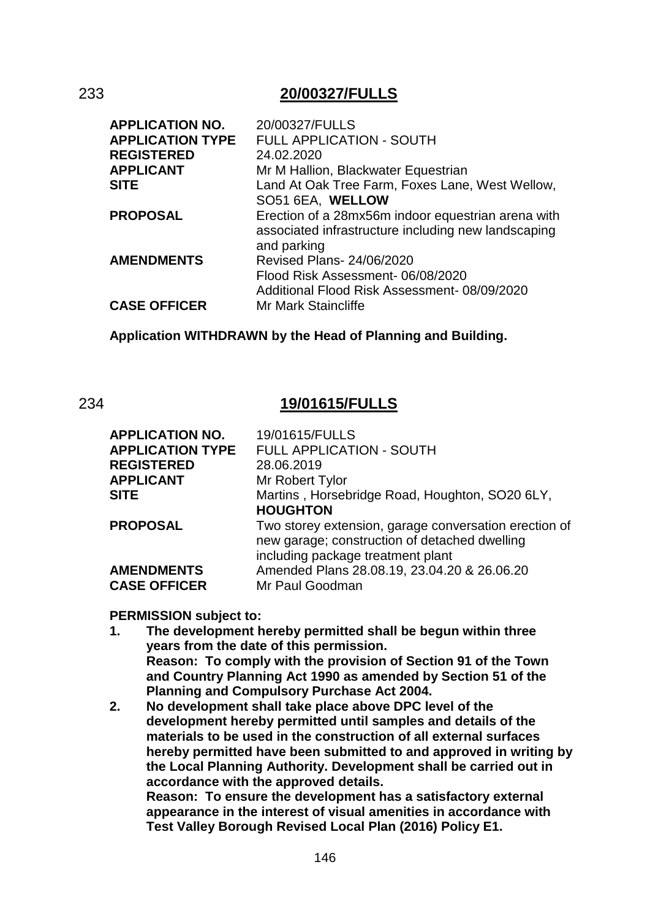## 233 20/00327/FULLS

| | |
|---|---|
| **APPLICATION NO.** | 20/00327/FULLS |
| **APPLICATION TYPE** | FULL APPLICATION - SOUTH |
| **REGISTERED** | 24.02.2020 |
| **APPLICANT** | Mr M Hallion, Blackwater Equestrian |
| **SITE** | Land At Oak Tree Farm, Foxes Lane, West Wellow, SO51 6EA, **WELLOW** |
| **PROPOSAL** | Erection of a 28mx56m indoor equestrian arena with associated infrastructure including new landscaping and parking |
| **AMENDMENTS** | Revised Plans- 24/06/2020<br>Flood Risk Assessment- 06/08/2020<br>Additional Flood Risk Assessment- 08/09/2020 |
| **CASE OFFICER** | Mr Mark Staincliffe |

**Application WITHDRAWN by the Head of Planning and Building.**

## 234 19/01615/FULLS

| | |
|---|---|
| **APPLICATION NO.** | 19/01615/FULLS |
| **APPLICATION TYPE** | FULL APPLICATION - SOUTH |
| **REGISTERED** | 28.06.2019 |
| **APPLICANT** | Mr Robert Tylor |
| **SITE** | Martins , Horsebridge Road, Houghton, SO20 6LY, **HOUGHTON** |
| **PROPOSAL** | Two storey extension, garage conversation erection of new garage; construction of detached dwelling including package treatment plant |
| **AMENDMENTS** | Amended Plans 28.08.19, 23.04.20 & 26.06.20 |
| **CASE OFFICER** | Mr Paul Goodman |

**PERMISSION subject to:**

1. **The development hereby permitted shall be begun within three years from the date of this permission.**
   **Reason: To comply with the provision of Section 91 of the Town and Country Planning Act 1990 as amended by Section 51 of the Planning and Compulsory Purchase Act 2004.**
2. **No development shall take place above DPC level of the development hereby permitted until samples and details of the materials to be used in the construction of all external surfaces hereby permitted have been submitted to and approved in writing by the Local Planning Authority. Development shall be carried out in accordance with the approved details.**
   **Reason: To ensure the development has a satisfactory external appearance in the interest of visual amenities in accordance with Test Valley Borough Revised Local Plan (2016) Policy E1.**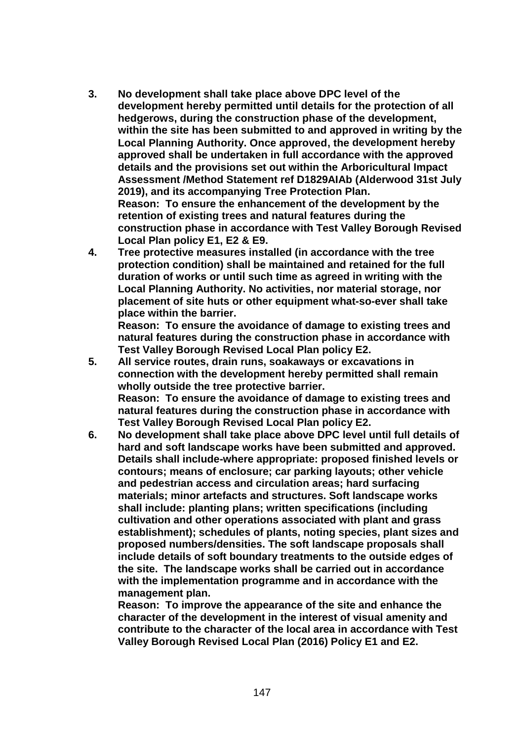**3. No development shall take place above DPC level of the development hereby permitted until details for the protection of all hedgerows, during the construction phase of the development, within the site has been submitted to and approved in writing by the Local Planning Authority. Once approved, the development hereby approved shall be undertaken in full accordance with the approved details and the provisions set out within the Arboricultural Impact Assessment /Method Statement ref D1829AIAb (Alderwood 31st July 2019), and its accompanying Tree Protection Plan.**
**Reason: To ensure the enhancement of the development by the retention of existing trees and natural features during the construction phase in accordance with Test Valley Borough Revised Local Plan policy E1, E2 & E9.**

**4. Tree protective measures installed (in accordance with the tree protection condition) shall be maintained and retained for the full duration of works or until such time as agreed in writing with the Local Planning Authority. No activities, nor material storage, nor placement of site huts or other equipment what-so-ever shall take place within the barrier.**
**Reason: To ensure the avoidance of damage to existing trees and natural features during the construction phase in accordance with Test Valley Borough Revised Local Plan policy E2.**

**5. All service routes, drain runs, soakaways or excavations in connection with the development hereby permitted shall remain wholly outside the tree protective barrier.**
**Reason: To ensure the avoidance of damage to existing trees and natural features during the construction phase in accordance with Test Valley Borough Revised Local Plan policy E2.**

**6. No development shall take place above DPC level until full details of hard and soft landscape works have been submitted and approved. Details shall include-where appropriate: proposed finished levels or contours; means of enclosure; car parking layouts; other vehicle and pedestrian access and circulation areas; hard surfacing materials; minor artefacts and structures. Soft landscape works shall include: planting plans; written specifications (including cultivation and other operations associated with plant and grass establishment); schedules of plants, noting species, plant sizes and proposed numbers/densities. The soft landscape proposals shall include details of soft boundary treatments to the outside edges of the site. The landscape works shall be carried out in accordance with the implementation programme and in accordance with the management plan.**
**Reason: To improve the appearance of the site and enhance the character of the development in the interest of visual amenity and contribute to the character of the local area in accordance with Test Valley Borough Revised Local Plan (2016) Policy E1 and E2.**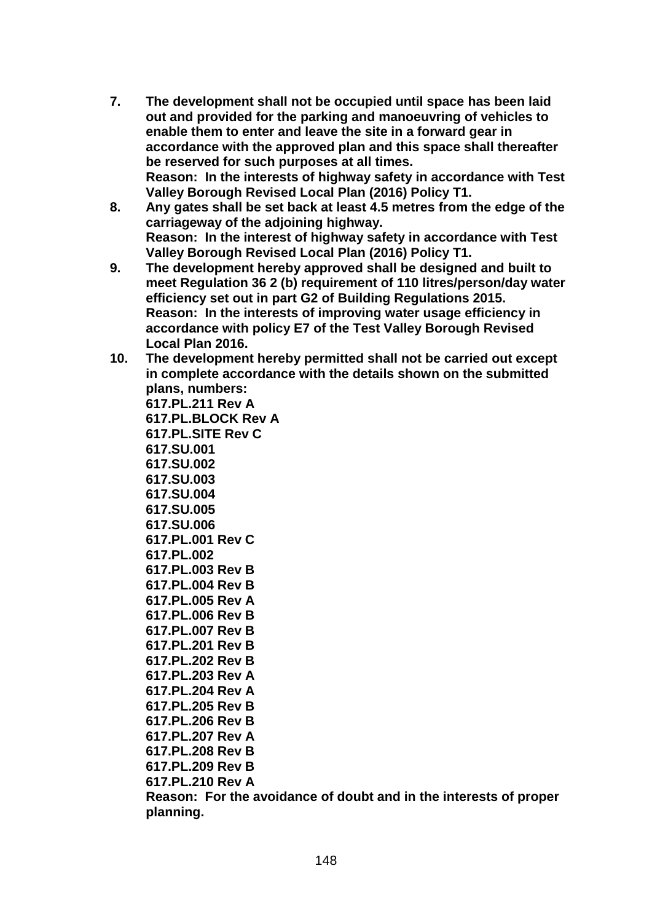7. **The development shall not be occupied until space has been laid out and provided for the parking and manoeuvring of vehicles to enable them to enter and leave the site in a forward gear in accordance with the approved plan and this space shall thereafter be reserved for such purposes at all times.**
   **Reason: In the interests of highway safety in accordance with Test Valley Borough Revised Local Plan (2016) Policy T1.**
8. **Any gates shall be set back at least 4.5 metres from the edge of the carriageway of the adjoining highway.**
   **Reason: In the interest of highway safety in accordance with Test Valley Borough Revised Local Plan (2016) Policy T1.**
9. **The development hereby approved shall be designed and built to meet Regulation 36 2 (b) requirement of 110 litres/person/day water efficiency set out in part G2 of Building Regulations 2015.**
   **Reason: In the interests of improving water usage efficiency in accordance with policy E7 of the Test Valley Borough Revised Local Plan 2016.**
10. **The development hereby permitted shall not be carried out except in complete accordance with the details shown on the submitted plans, numbers:**
    **617.PL.211 Rev A**
    **617.PL.BLOCK Rev A**
    **617.PL.SITE Rev C**
    **617.SU.001**
    **617.SU.002**
    **617.SU.003**
    **617.SU.004**
    **617.SU.005**
    **617.SU.006**
    **617.PL.001 Rev C**
    **617.PL.002**
    **617.PL.003 Rev B**
    **617.PL.004 Rev B**
    **617.PL.005 Rev A**
    **617.PL.006 Rev B**
    **617.PL.007 Rev B**
    **617.PL.201 Rev B**
    **617.PL.202 Rev B**
    **617.PL.203 Rev A**
    **617.PL.204 Rev A**
    **617.PL.205 Rev B**
    **617.PL.206 Rev B**
    **617.PL.207 Rev A**
    **617.PL.208 Rev B**
    **617.PL.209 Rev B**
    **617.PL.210 Rev A**
    **Reason: For the avoidance of doubt and in the interests of proper planning.**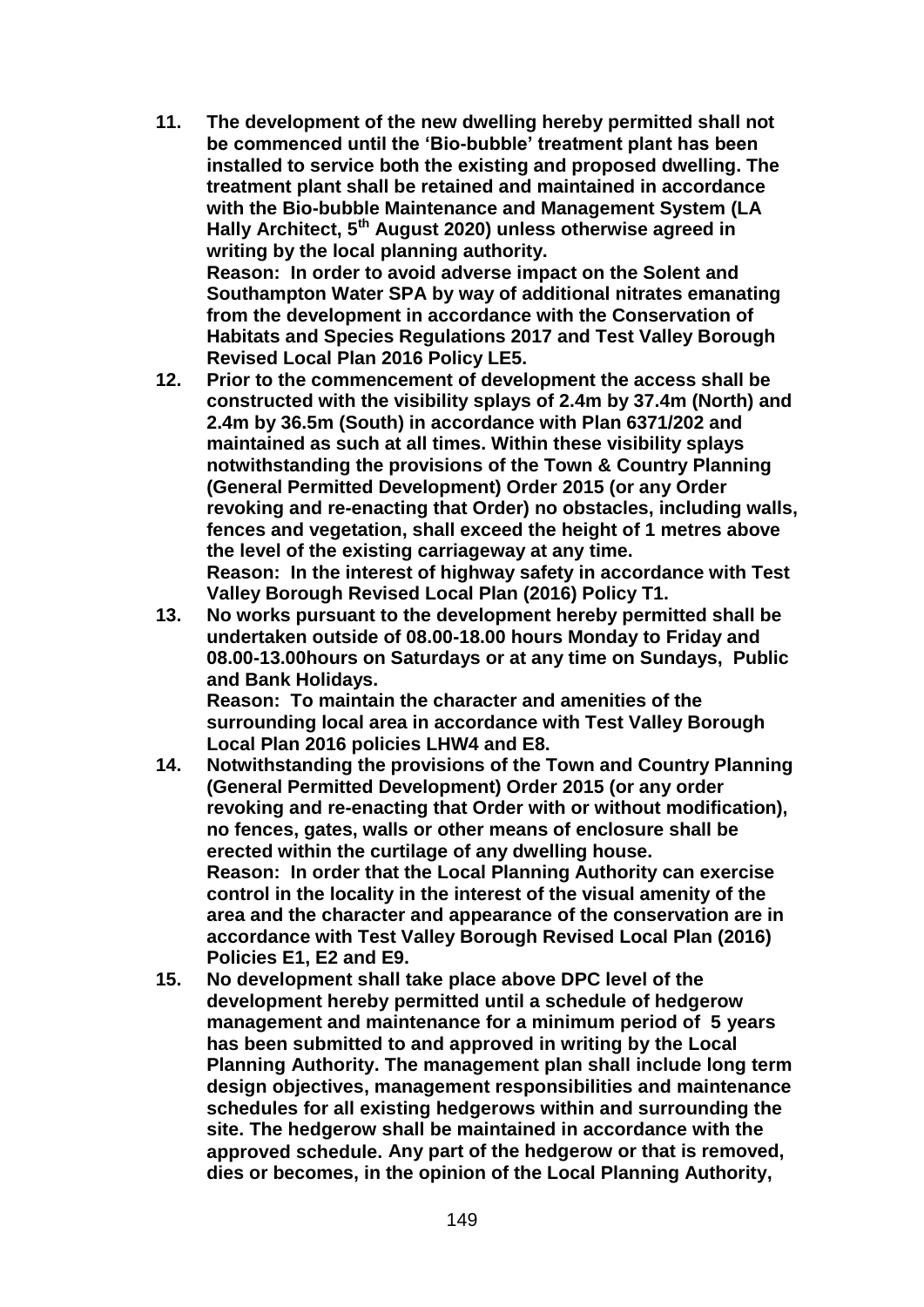11. **The development of the new dwelling hereby permitted shall not be commenced until the 'Bio-bubble' treatment plant has been installed to service both the existing and proposed dwelling. The treatment plant shall be retained and maintained in accordance with the Bio-bubble Maintenance and Management System (LA Hally Architect, 5th August 2020) unless otherwise agreed in writing by the local planning authority.**
    **Reason: In order to avoid adverse impact on the Solent and Southampton Water SPA by way of additional nitrates emanating from the development in accordance with the Conservation of Habitats and Species Regulations 2017 and Test Valley Borough Revised Local Plan 2016 Policy LE5.**
12. **Prior to the commencement of development the access shall be constructed with the visibility splays of 2.4m by 37.4m (North) and 2.4m by 36.5m (South) in accordance with Plan 6371/202 and maintained as such at all times. Within these visibility splays notwithstanding the provisions of the Town & Country Planning (General Permitted Development) Order 2015 (or any Order revoking and re-enacting that Order) no obstacles, including walls, fences and vegetation, shall exceed the height of 1 metres above the level of the existing carriageway at any time.**
    **Reason: In the interest of highway safety in accordance with Test Valley Borough Revised Local Plan (2016) Policy T1.**
13. **No works pursuant to the development hereby permitted shall be undertaken outside of 08.00-18.00 hours Monday to Friday and 08.00-13.00hours on Saturdays or at any time on Sundays, Public and Bank Holidays.**
    **Reason: To maintain the character and amenities of the surrounding local area in accordance with Test Valley Borough Local Plan 2016 policies LHW4 and E8.**
14. **Notwithstanding the provisions of the Town and Country Planning (General Permitted Development) Order 2015 (or any order revoking and re-enacting that Order with or without modification), no fences, gates, walls or other means of enclosure shall be erected within the curtilage of any dwelling house.**
    **Reason: In order that the Local Planning Authority can exercise control in the locality in the interest of the visual amenity of the area and the character and appearance of the conservation are in accordance with Test Valley Borough Revised Local Plan (2016) Policies E1, E2 and E9.**
15. **No development shall take place above DPC level of the development hereby permitted until a schedule of hedgerow management and maintenance for a minimum period of 5 years has been submitted to and approved in writing by the Local Planning Authority. The management plan shall include long term design objectives, management responsibilities and maintenance schedules for all existing hedgerows within and surrounding the site. The hedgerow shall be maintained in accordance with the approved schedule. Any part of the hedgerow or that is removed, dies or becomes, in the opinion of the Local Planning Authority,**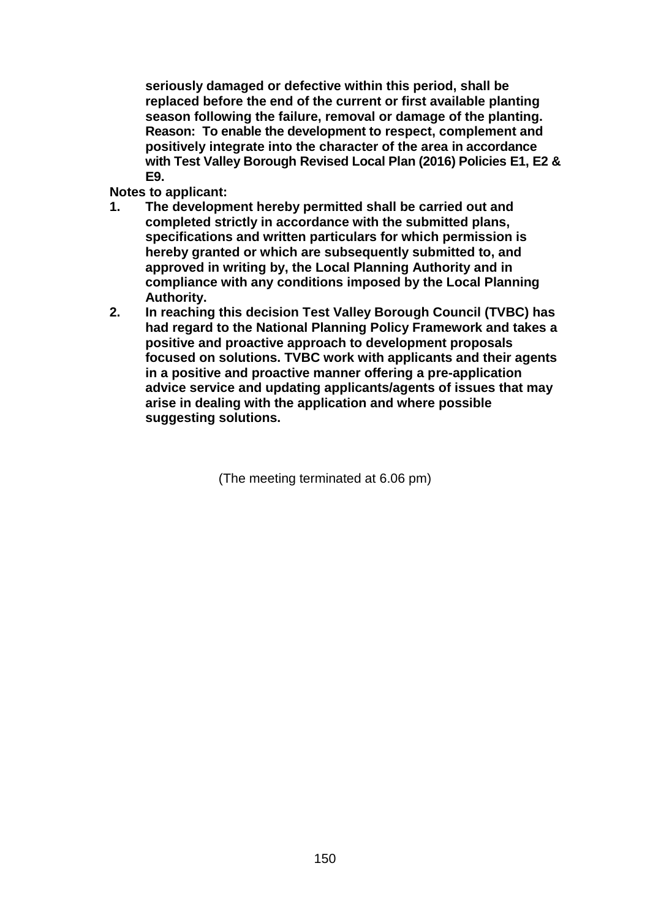**seriously damaged or defective within this period, shall be replaced before the end of the current or first available planting season following the failure, removal or damage of the planting. Reason: To enable the development to respect, complement and positively integrate into the character of the area in accordance with Test Valley Borough Revised Local Plan (2016) Policies E1, E2 & E9.**

**Notes to applicant:**

1. **The development hereby permitted shall be carried out and completed strictly in accordance with the submitted plans, specifications and written particulars for which permission is hereby granted or which are subsequently submitted to, and approved in writing by, the Local Planning Authority and in compliance with any conditions imposed by the Local Planning Authority.**
2. **In reaching this decision Test Valley Borough Council (TVBC) has had regard to the National Planning Policy Framework and takes a positive and proactive approach to development proposals focused on solutions. TVBC work with applicants and their agents in a positive and proactive manner offering a pre-application advice service and updating applicants/agents of issues that may arise in dealing with the application and where possible suggesting solutions.**

(The meeting terminated at 6.06 pm)